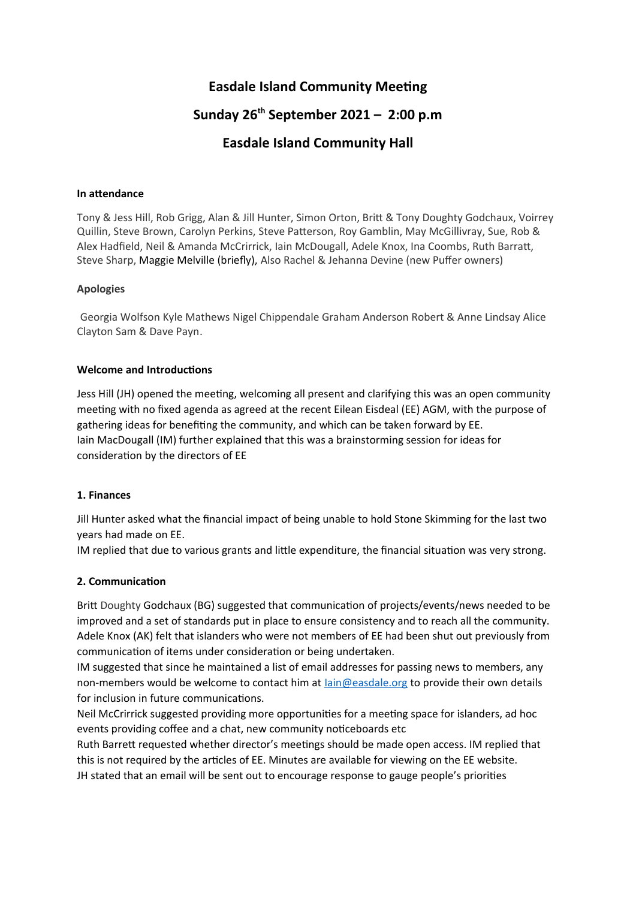# Easdale Island Community Meeting

# Sunday 26th September 2021 – 2:00 p.m

# Easdale Island Community Hall

### In attendance

Tony & Jess Hill, Rob Grigg, Alan & Jill Hunter, Simon Orton, Britt & Tony Doughty Godchaux, Voirrey Quillin, Steve Brown, Carolyn Perkins, Steve Patterson, Roy Gamblin, May McGillivray, Sue, Rob & Alex Hadfield, Neil & Amanda McCrirrick, Iain McDougall, Adele Knox, Ina Coombs, Ruth Barratt, Steve Sharp, Maggie Melville (briefly), Also Rachel & Jehanna Devine (new Puffer owners)

### Apologies

Georgia Wolfson Kyle Mathews Nigel Chippendale Graham Anderson Robert & Anne Lindsay Alice Clayton Sam & Dave Payn.

### Welcome and Introductions

Jess Hill (JH) opened the meeting, welcoming all present and clarifying this was an open community meeting with no fixed agenda as agreed at the recent Eilean Eisdeal (EE) AGM, with the purpose of gathering ideas for benefiting the community, and which can be taken forward by EE.
Iain MacDougall (IM) further explained that this was a brainstorming session for ideas for consideration by the directors of EE

### 1. Finances

Jill Hunter asked what the financial impact of being unable to hold Stone Skimming for the last two years had made on EE.
IM replied that due to various grants and little expenditure, the financial situation was very strong.

### 2. Communication

Britt Doughty Godchaux (BG) suggested that communication of projects/events/news needed to be improved and a set of standards put in place to ensure consistency and to reach all the community.
Adele Knox (AK) felt that islanders who were not members of EE had been shut out previously from communication of items under consideration or being undertaken.
IM suggested that since he maintained a list of email addresses for passing news to members, any non-members would be welcome to contact him at Iain@easdale.org to provide their own details for inclusion in future communications.
Neil McCrirrick suggested providing more opportunities for a meeting space for islanders, ad hoc events providing coffee and a chat, new community noticeboards etc
Ruth Barrett requested whether director's meetings should be made open access. IM replied that this is not required by the articles of EE. Minutes are available for viewing on the EE website.
JH stated that an email will be sent out to encourage response to gauge people's priorities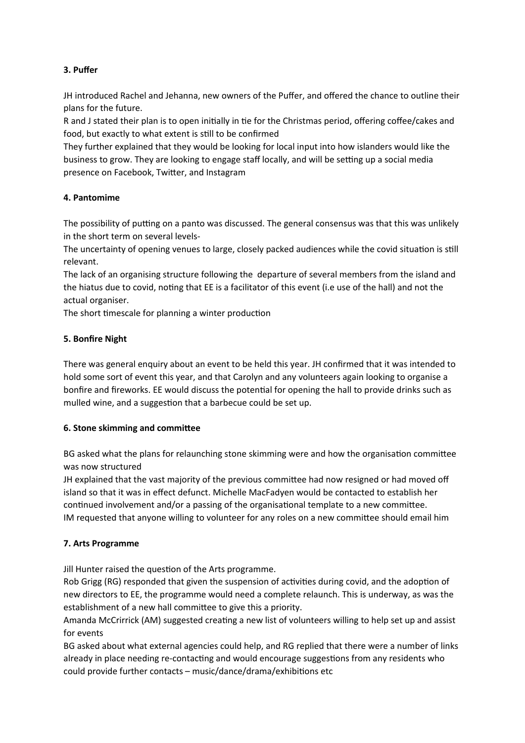### 3. Puffer

JH introduced Rachel and Jehanna, new owners of the Puffer, and offered the chance to outline their plans for the future.

R and J stated their plan is to open initially in tie for the Christmas period, offering coffee/cakes and food, but exactly to what extent is still to be confirmed

They further explained that they would be looking for local input into how islanders would like the business to grow. They are looking to engage staff locally, and will be setting up a social media presence on Facebook, Twitter, and Instagram

### 4. Pantomime

The possibility of putting on a panto was discussed. The general consensus was that this was unlikely in the short term on several levels-

The uncertainty of opening venues to large, closely packed audiences while the covid situation is still relevant.

The lack of an organising structure following the departure of several members from the island and the hiatus due to covid, noting that EE is a facilitator of this event (i.e use of the hall) and not the actual organiser.

The short timescale for planning a winter production

### 5. Bonfire Night

There was general enquiry about an event to be held this year. JH confirmed that it was intended to hold some sort of event this year, and that Carolyn and any volunteers again looking to organise a bonfire and fireworks. EE would discuss the potential for opening the hall to provide drinks such as mulled wine, and a suggestion that a barbecue could be set up.

### 6. Stone skimming and committee

BG asked what the plans for relaunching stone skimming were and how the organisation committee was now structured

JH explained that the vast majority of the previous committee had now resigned or had moved off island so that it was in effect defunct. Michelle MacFadyen would be contacted to establish her continued involvement and/or a passing of the organisational template to a new committee.

IM requested that anyone willing to volunteer for any roles on a new committee should email him

### 7. Arts Programme

Jill Hunter raised the question of the Arts programme.

Rob Grigg (RG) responded that given the suspension of activities during covid, and the adoption of new directors to EE, the programme would need a complete relaunch. This is underway, as was the establishment of a new hall committee to give this a priority.

Amanda McCrirrick (AM) suggested creating a new list of volunteers willing to help set up and assist for events

BG asked about what external agencies could help, and RG replied that there were a number of links already in place needing re-contacting and would encourage suggestions from any residents who could provide further contacts – music/dance/drama/exhibitions etc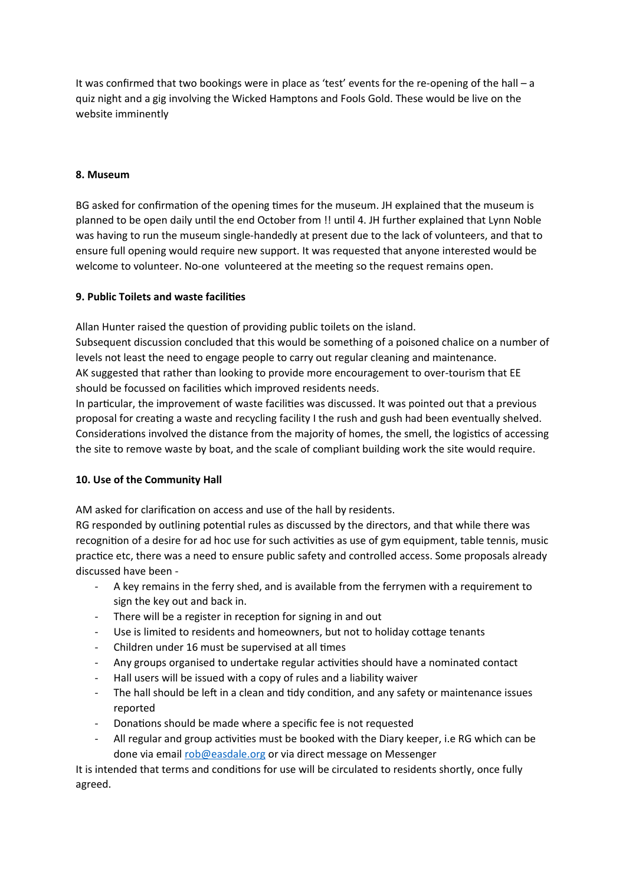It was confirmed that two bookings were in place as 'test' events for the re-opening of the hall – a quiz night and a gig involving the Wicked Hamptons and Fools Gold. These would be live on the website imminently

**8. Museum**

BG asked for confirmation of the opening times for the museum. JH explained that the museum is planned to be open daily until the end October from !! until 4. JH further explained that Lynn Noble was having to run the museum single-handedly at present due to the lack of volunteers, and that to ensure full opening would require new support. It was requested that anyone interested would be welcome to volunteer. No-one  volunteered at the meeting so the request remains open.

**9. Public Toilets and waste facilities**

Allan Hunter raised the question of providing public toilets on the island.
Subsequent discussion concluded that this would be something of a poisoned chalice on a number of levels not least the need to engage people to carry out regular cleaning and maintenance.
AK suggested that rather than looking to provide more encouragement to over-tourism that EE should be focussed on facilities which improved residents needs.
In particular, the improvement of waste facilities was discussed. It was pointed out that a previous proposal for creating a waste and recycling facility I the rush and gush had been eventually shelved. Considerations involved the distance from the majority of homes, the smell, the logistics of accessing the site to remove waste by boat, and the scale of compliant building work the site would require.

**10. Use of the Community Hall**

AM asked for clarification on access and use of the hall by residents.
RG responded by outlining potential rules as discussed by the directors, and that while there was recognition of a desire for ad hoc use for such activities as use of gym equipment, table tennis, music practice etc, there was a need to ensure public safety and controlled access. Some proposals already discussed have been -

- A key remains in the ferry shed, and is available from the ferrymen with a requirement to sign the key out and back in.
- There will be a register in reception for signing in and out
- Use is limited to residents and homeowners, but not to holiday cottage tenants
- Children under 16 must be supervised at all times
- Any groups organised to undertake regular activities should have a nominated contact
- Hall users will be issued with a copy of rules and a liability waiver
- The hall should be left in a clean and tidy condition, and any safety or maintenance issues reported
- Donations should be made where a specific fee is not requested
- All regular and group activities must be booked with the Diary keeper, i.e RG which can be done via email rob@easdale.org or via direct message on Messenger

It is intended that terms and conditions for use will be circulated to residents shortly, once fully agreed.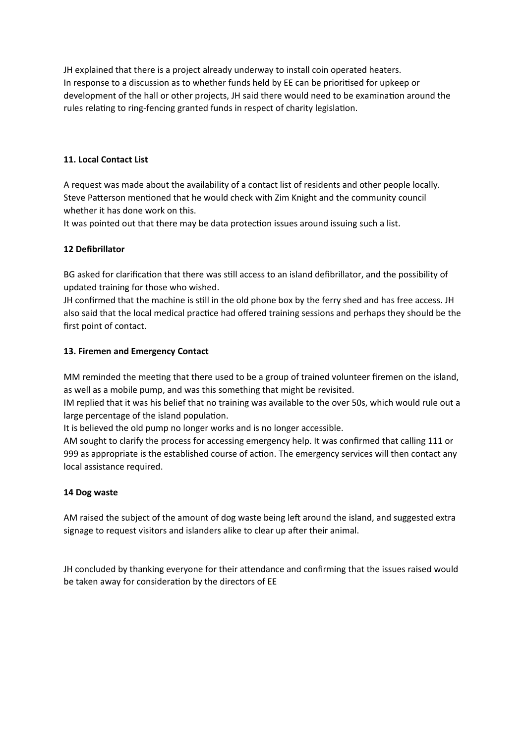JH explained that there is a project already underway to install coin operated heaters.
In response to a discussion as to whether funds held by EE can be prioritised for upkeep or development of the hall or other projects, JH said there would need to be examination around the rules relating to ring-fencing granted funds in respect of charity legislation.

**11. Local Contact List**

A request was made about the availability of a contact list of residents and other people locally. Steve Patterson mentioned that he would check with Zim Knight and the community council whether it has done work on this.
It was pointed out that there may be data protection issues around issuing such a list.

**12 Defibrillator**

BG asked for clarification that there was still access to an island defibrillator, and the possibility of updated training for those who wished.
JH confirmed that the machine is still in the old phone box by the ferry shed and has free access. JH also said that the local medical practice had offered training sessions and perhaps they should be the first point of contact.

**13. Firemen and Emergency Contact**

MM reminded the meeting that there used to be a group of trained volunteer firemen on the island, as well as a mobile pump, and was this something that might be revisited.
IM replied that it was his belief that no training was available to the over 50s, which would rule out a large percentage of the island population.
It is believed the old pump no longer works and is no longer accessible.
AM sought to clarify the process for accessing emergency help. It was confirmed that calling 111 or 999 as appropriate is the established course of action. The emergency services will then contact any local assistance required.

**14 Dog waste**

AM raised the subject of the amount of dog waste being left around the island, and suggested extra signage to request visitors and islanders alike to clear up after their animal.

JH concluded by thanking everyone for their attendance and confirming that the issues raised would be taken away for consideration by the directors of EE